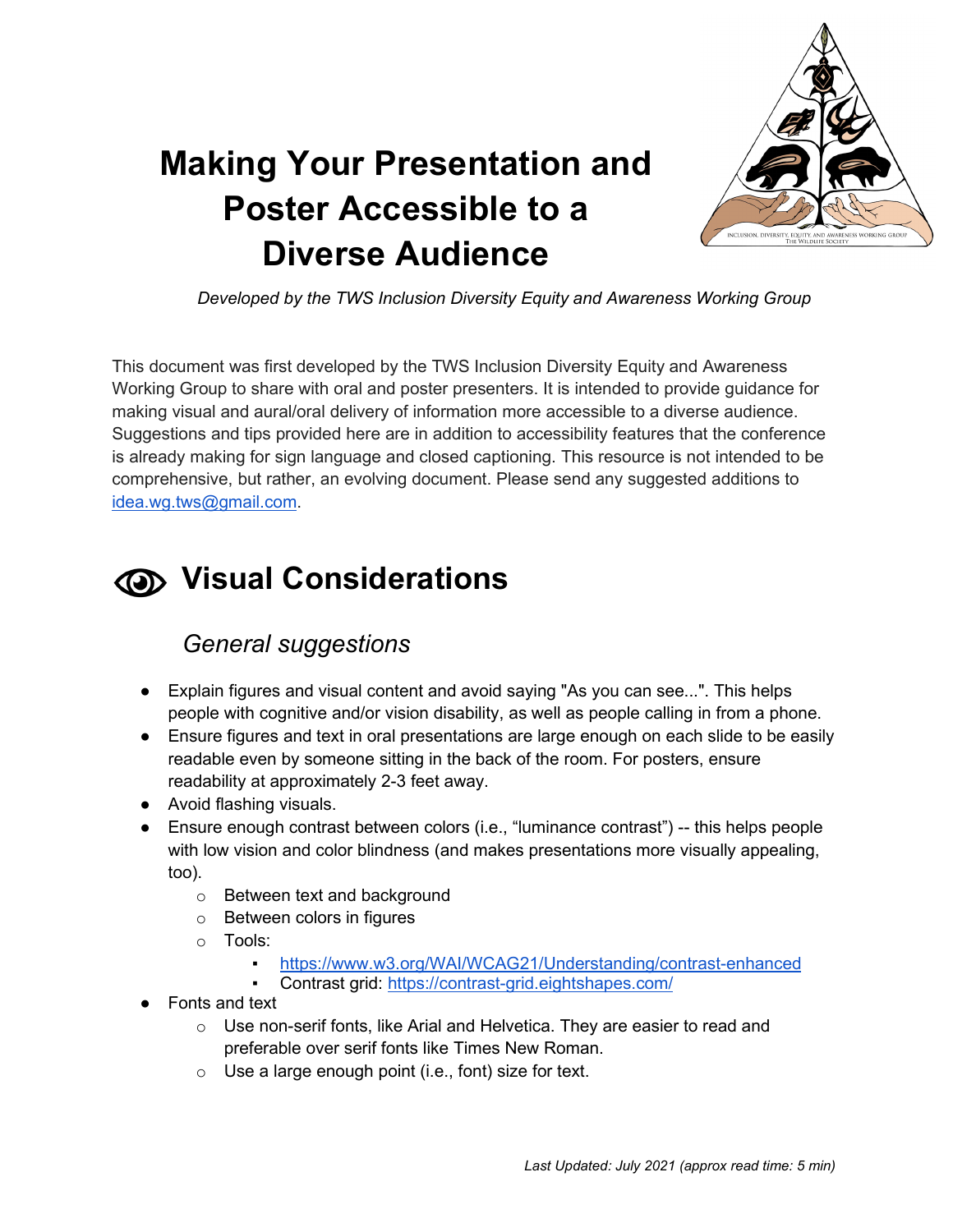# Making Your Presentation and Poster Accessible to a Diverse Audience

*Developed by the TWS Inclusion Diversity Equity and Awareness Working Group*

This document was first developed by the TWS Inclusion Diversity Equity and Awareness Working Group to share with oral and poster presenters. It is intended to provide guidance for making visual and aural/oral delivery of information more accessible to a diverse audience. Suggestions and tips provided here are in addition to accessibility features that the conference is already making for sign language and closed captioning. This resource is not intended to be comprehensive, but rather, an evolving document. Please send any suggested additions to [idea.wg.tws@gmail.com](mailto:idea.wg.tws@gmail.com).

## Visual Considerations

### *General suggestions*

- Explain figures and visual content and avoid saying "As you can see...". This helps people with cognitive and/or vision disability, as well as people calling in from a phone.
- Ensure figures and text in oral presentations are large enough on each slide to be easily readable even by someone sitting in the back of the room. For posters, ensure readability at approximately 2-3 feet away.
- Avoid flashing visuals.
- Ensure enough contrast between colors (i.e., "luminance contrast") -- this helps people with low vision and color blindness (and makes presentations more visually appealing, too).
  - Between text and background
  - Between colors in figures
  - Tools:
    - https://www.w3.org/WAI/WCAG21/Understanding/contrast-enhanced
    - Contrast grid: https://contrast-grid.eightshapes.com/
- Fonts and text
  - Use non-serif fonts, like Arial and Helvetica. They are easier to read and preferable over serif fonts like Times New Roman.
  - Use a large enough point (i.e., font) size for text.

*Last Updated: July 2021 (approx read time: 5 min)*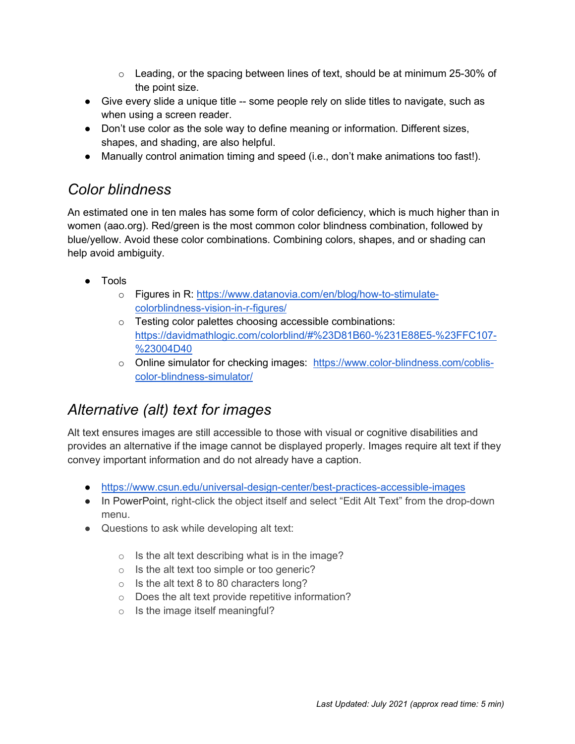- Leading, or the spacing between lines of text, should be at minimum 25-30% of the point size.
- Give every slide a unique title -- some people rely on slide titles to navigate, such as when using a screen reader.
- Don't use color as the sole way to define meaning or information. Different sizes, shapes, and shading, are also helpful.
- Manually control animation timing and speed (i.e., don't make animations too fast!).

## *Color blindness*

An estimated one in ten males has some form of color deficiency, which is much higher than in women (aao.org). Red/green is the most common color blindness combination, followed by blue/yellow. Avoid these color combinations. Combining colors, shapes, and or shading can help avoid ambiguity.

- Tools
    - Figures in R: [https://www.datanovia.com/en/blog/how-to-stimulate-colorblindness-vision-in-r-figures/](https://www.datanovia.com/en/blog/how-to-stimulate-colorblindness-vision-in-r-figures/)
    - Testing color palettes choosing accessible combinations: [https://davidmathlogic.com/colorblind/#%23D81B60-%231E88E5-%23FFC107-%23004D40](https://davidmathlogic.com/colorblind/#%23D81B60-%231E88E5-%23FFC107-%23004D40)
    - Online simulator for checking images: [https://www.color-blindness.com/coblis-color-blindness-simulator/](https://www.color-blindness.com/coblis-color-blindness-simulator/)

## *Alternative (alt) text for images*

Alt text ensures images are still accessible to those with visual or cognitive disabilities and provides an alternative if the image cannot be displayed properly. Images require alt text if they convey important information and do not already have a caption.

- [https://www.csun.edu/universal-design-center/best-practices-accessible-images](https://www.csun.edu/universal-design-center/best-practices-accessible-images)
- In PowerPoint, right-click the object itself and select "Edit Alt Text" from the drop-down menu.
- Questions to ask while developing alt text:
    - Is the alt text describing what is in the image?
    - Is the alt text too simple or too generic?
    - Is the alt text 8 to 80 characters long?
    - Does the alt text provide repetitive information?
    - Is the image itself meaningful?

*Last Updated: July 2021 (approx read time: 5 min)*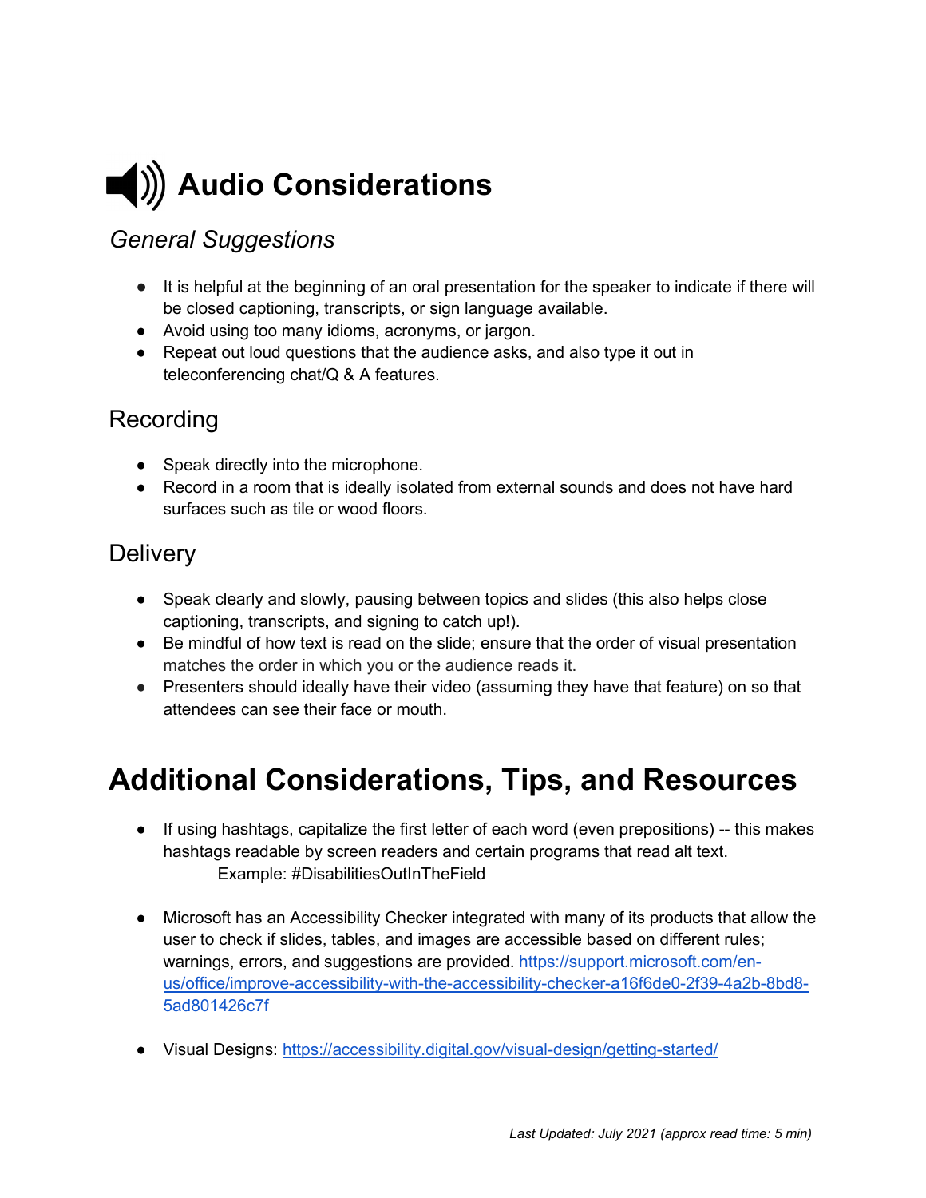# Audio Considerations

### *General Suggestions*

- It is helpful at the beginning of an oral presentation for the speaker to indicate if there will be closed captioning, transcripts, or sign language available.
- Avoid using too many idioms, acronyms, or jargon.
- Repeat out loud questions that the audience asks, and also type it out in teleconferencing chat/Q & A features.

### Recording

- Speak directly into the microphone.
- Record in a room that is ideally isolated from external sounds and does not have hard surfaces such as tile or wood floors.

### Delivery

- Speak clearly and slowly, pausing between topics and slides (this also helps close captioning, transcripts, and signing to catch up!).
- Be mindful of how text is read on the slide; ensure that the order of visual presentation matches the order in which you or the audience reads it.
- Presenters should ideally have their video (assuming they have that feature) on so that attendees can see their face or mouth.

# Additional Considerations, Tips, and Resources

- If using hashtags, capitalize the first letter of each word (even prepositions) -- this makes hashtags readable by screen readers and certain programs that read alt text.
  Example: #DisabilitiesOutInTheField

- Microsoft has an Accessibility Checker integrated with many of its products that allow the user to check if slides, tables, and images are accessible based on different rules; warnings, errors, and suggestions are provided. https://support.microsoft.com/en-us/office/improve-accessibility-with-the-accessibility-checker-a16f6de0-2f39-4a2b-8bd8-5ad801426c7f

- Visual Designs: https://accessibility.digital.gov/visual-design/getting-started/

*Last Updated: July 2021 (approx read time: 5 min)*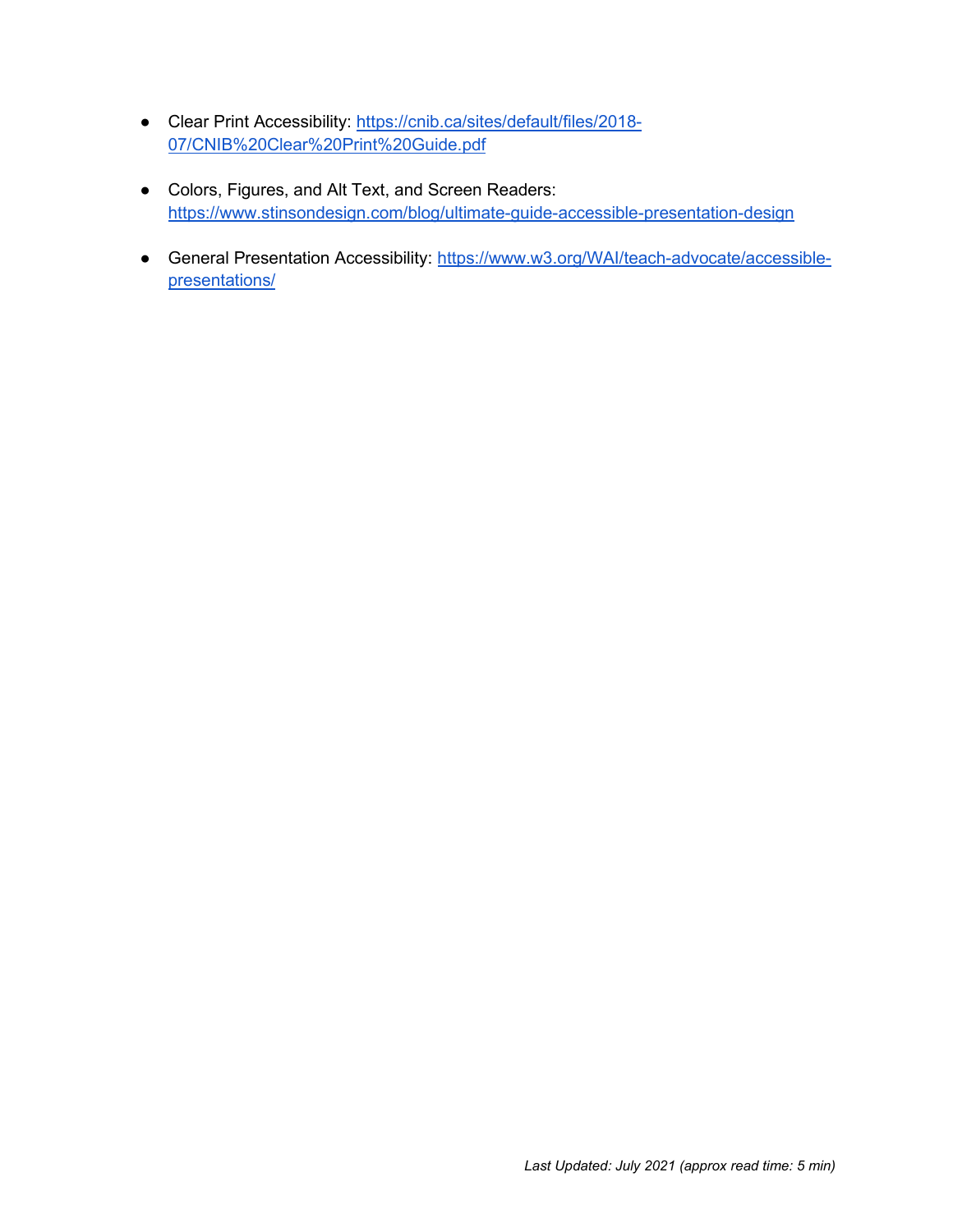- Clear Print Accessibility: https://cnib.ca/sites/default/files/2018-07/CNIB%20Clear%20Print%20Guide.pdf

- Colors, Figures, and Alt Text, and Screen Readers: https://www.stinsondesign.com/blog/ultimate-guide-accessible-presentation-design

- General Presentation Accessibility: https://www.w3.org/WAI/teach-advocate/accessible-presentations/

*Last Updated: July 2021 (approx read time: 5 min)*